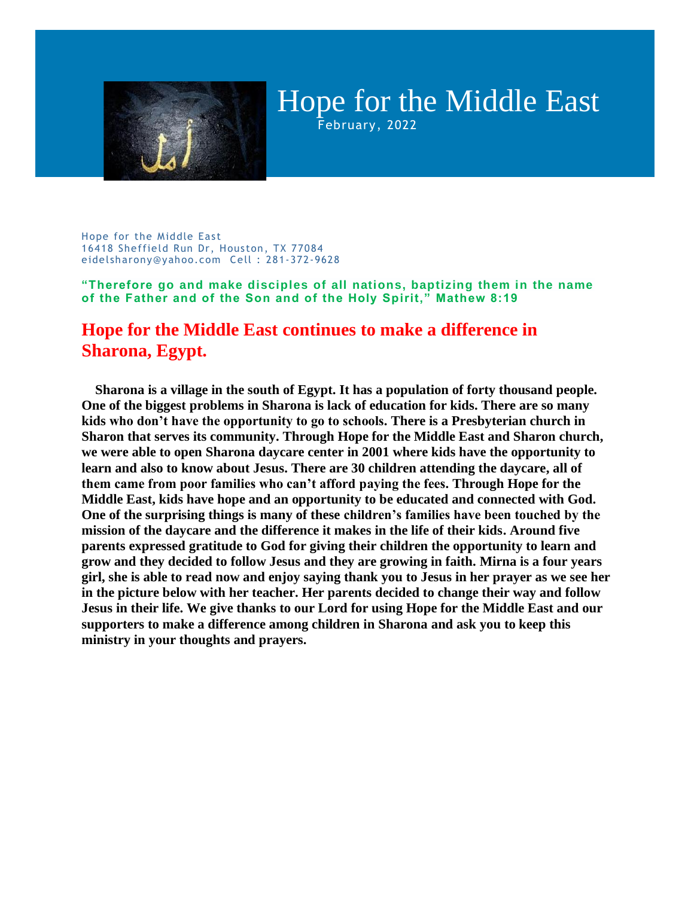# Hope for the Middle East

February, 2022

Hope for the Middle East
16418 Sheffield Run Dr, Houston, TX 77084
eidelsharony@yahoo.com Cell : 281-372-9628

**"Therefore go and make disciples of all nations, baptizing them in the name of the Father and of the Son and of the Holy Spirit," Mathew 8:19**

## Hope for the Middle East continues to make a difference in Sharona, Egypt.

**Sharona is a village in the south of Egypt. It has a population of forty thousand people. One of the biggest problems in Sharona is lack of education for kids. There are so many kids who don't have the opportunity to go to schools. There is a Presbyterian church in Sharon that serves its community. Through Hope for the Middle East and Sharon church, we were able to open Sharona daycare center in 2001 where kids have the opportunity to learn and also to know about Jesus. There are 30 children attending the daycare, all of them came from poor families who can't afford paying the fees. Through Hope for the Middle East, kids have hope and an opportunity to be educated and connected with God. One of the surprising things is many of these children's families have been touched by the mission of the daycare and the difference it makes in the life of their kids. Around five parents expressed gratitude to God for giving their children the opportunity to learn and grow and they decided to follow Jesus and they are growing in faith. Mirna is a four years girl, she is able to read now and enjoy saying thank you to Jesus in her prayer as we see her in the picture below with her teacher. Her parents decided to change their way and follow Jesus in their life. We give thanks to our Lord for using Hope for the Middle East and our supporters to make a difference among children in Sharona and ask you to keep this ministry in your thoughts and prayers.**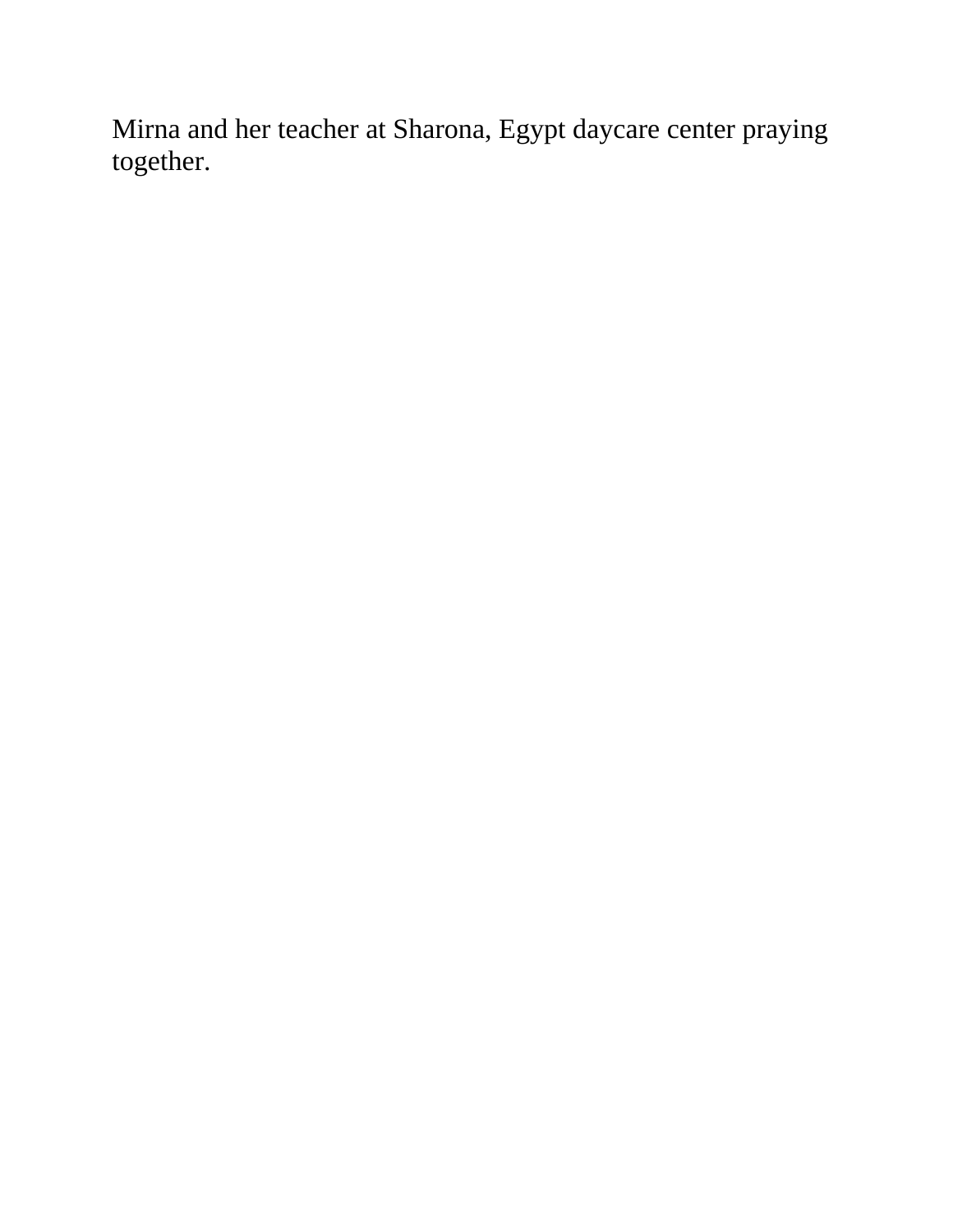Mirna and her teacher at Sharona, Egypt daycare center praying together.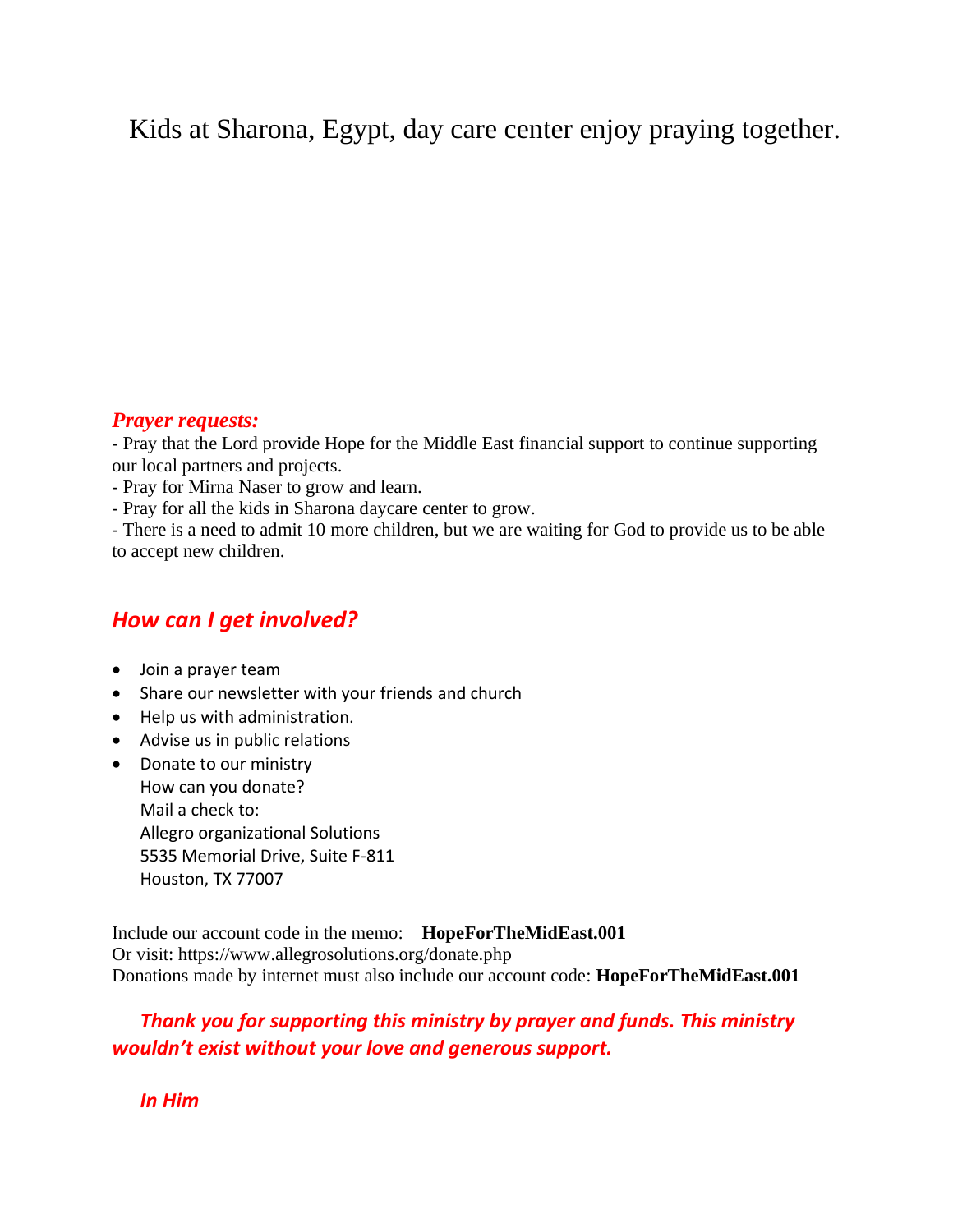Kids at Sharona, Egypt, day care center enjoy praying together.

***Prayer requests:***

- Pray that the Lord provide Hope for the Middle East financial support to continue supporting our local partners and projects.
- Pray for Mirna Naser to grow and learn.
- Pray for all the kids in Sharona daycare center to grow.
- There is a need to admit 10 more children, but we are waiting for God to provide us to be able to accept new children.

## ***How can I get involved?***

- Join a prayer team
- Share our newsletter with your friends and church
- Help us with administration.
- Advise us in public relations
- Donate to our ministry  
  How can you donate?  
  Mail a check to:  
  Allegro organizational Solutions  
  5535 Memorial Drive, Suite F-811  
  Houston, TX 77007

Include our account code in the memo: **HopeForTheMidEast.001**  
Or visit: https://www.allegrosolutions.org/donate.php  
Donations made by internet must also include our account code: **HopeForTheMidEast.001**

***Thank you for supporting this ministry by prayer and funds. This ministry wouldn't exist without your love and generous support.***

***In Him***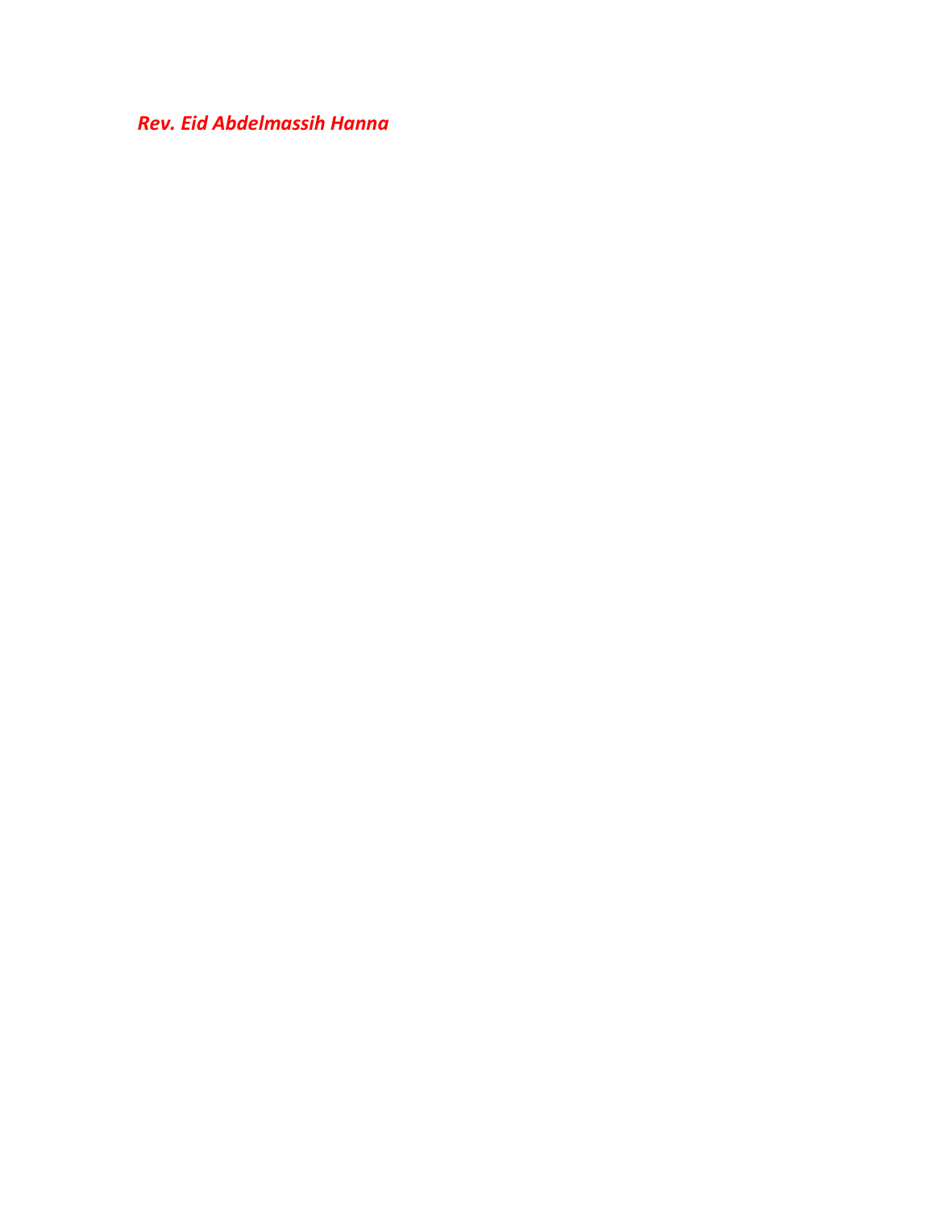***Rev. Eid Abdelmassih Hanna***